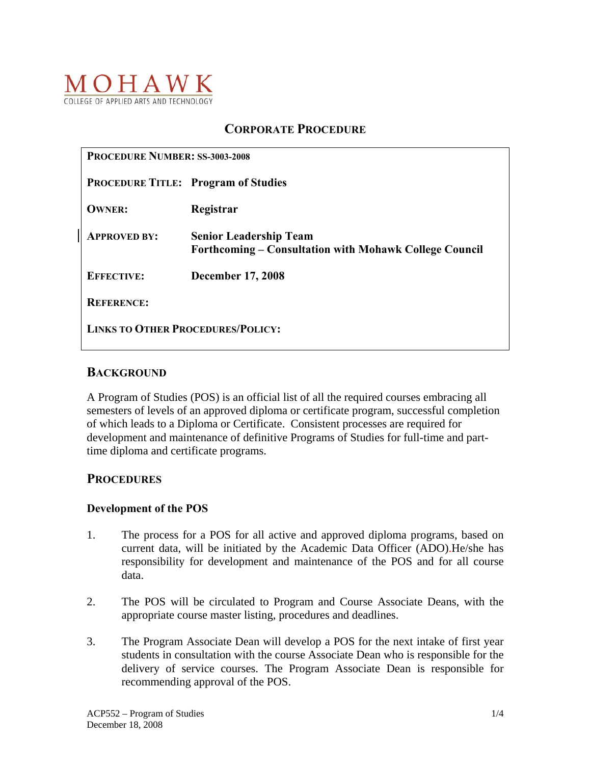MOHAWK
COLLEGE OF APPLIED ARTS AND TECHNOLOGY

# CORPORATE PROCEDURE

| | |
|---|---|
| **PROCEDURE NUMBER: SS-3003-2008** | |
| **PROCEDURE TITLE:** | **Program of Studies** |
| **OWNER:** | **Registrar** |
| **APPROVED BY:** | **Senior Leadership Team**<br>**Forthcoming – Consultation with Mohawk College Council** |
| **EFFECTIVE:** | **December 17, 2008** |
| **REFERENCE:** | |
| **LINKS TO OTHER PROCEDURES/POLICY:** | |

## BACKGROUND

A Program of Studies (POS) is an official list of all the required courses embracing all semesters of levels of an approved diploma or certificate program, successful completion of which leads to a Diploma or Certificate. Consistent processes are required for development and maintenance of definitive Programs of Studies for full-time and part-time diploma and certificate programs.

## PROCEDURES

### Development of the POS

1. The process for a POS for all active and approved diploma programs, based on current data, will be initiated by the Academic Data Officer (ADO).He/she has responsibility for development and maintenance of the POS and for all course data.

2. The POS will be circulated to Program and Course Associate Deans, with the appropriate course master listing, procedures and deadlines.

3. The Program Associate Dean will develop a POS for the next intake of first year students in consultation with the course Associate Dean who is responsible for the delivery of service courses. The Program Associate Dean is responsible for recommending approval of the POS.

ACP552 – Program of Studies
December 18, 2008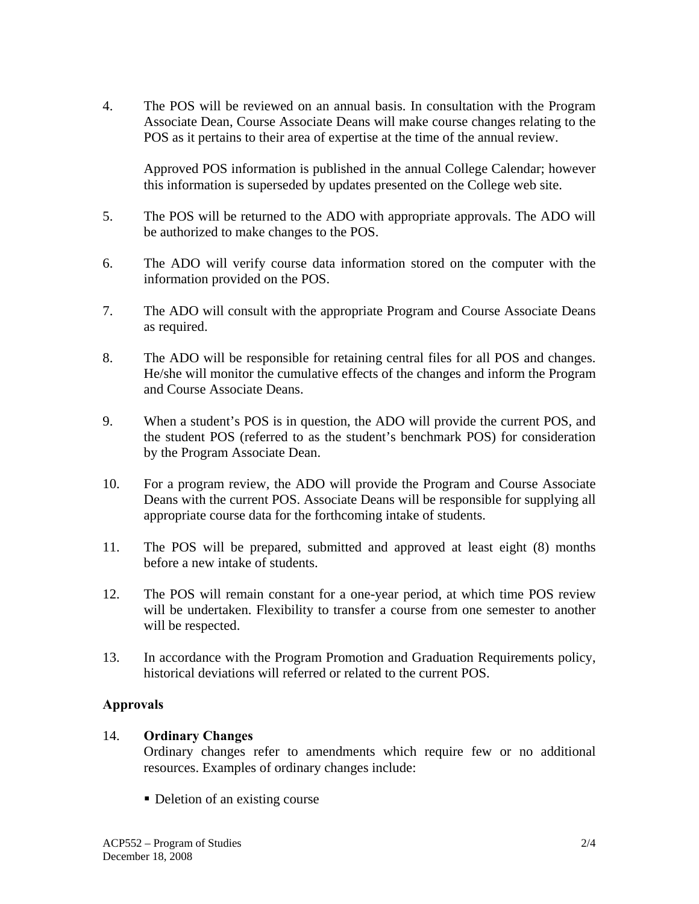4. The POS will be reviewed on an annual basis. In consultation with the Program Associate Dean, Course Associate Deans will make course changes relating to the POS as it pertains to their area of expertise at the time of the annual review.

   Approved POS information is published in the annual College Calendar; however this information is superseded by updates presented on the College web site.

5. The POS will be returned to the ADO with appropriate approvals. The ADO will be authorized to make changes to the POS.

6. The ADO will verify course data information stored on the computer with the information provided on the POS.

7. The ADO will consult with the appropriate Program and Course Associate Deans as required.

8. The ADO will be responsible for retaining central files for all POS and changes. He/she will monitor the cumulative effects of the changes and inform the Program and Course Associate Deans.

9. When a student's POS is in question, the ADO will provide the current POS, and the student POS (referred to as the student's benchmark POS) for consideration by the Program Associate Dean.

10. For a program review, the ADO will provide the Program and Course Associate Deans with the current POS. Associate Deans will be responsible for supplying all appropriate course data for the forthcoming intake of students.

11. The POS will be prepared, submitted and approved at least eight (8) months before a new intake of students.

12. The POS will remain constant for a one-year period, at which time POS review will be undertaken. Flexibility to transfer a course from one semester to another will be respected.

13. In accordance with the Program Promotion and Graduation Requirements policy, historical deviations will referred or related to the current POS.

### Approvals

14. **Ordinary Changes**

    Ordinary changes refer to amendments which require few or no additional resources. Examples of ordinary changes include:

    - Deletion of an existing course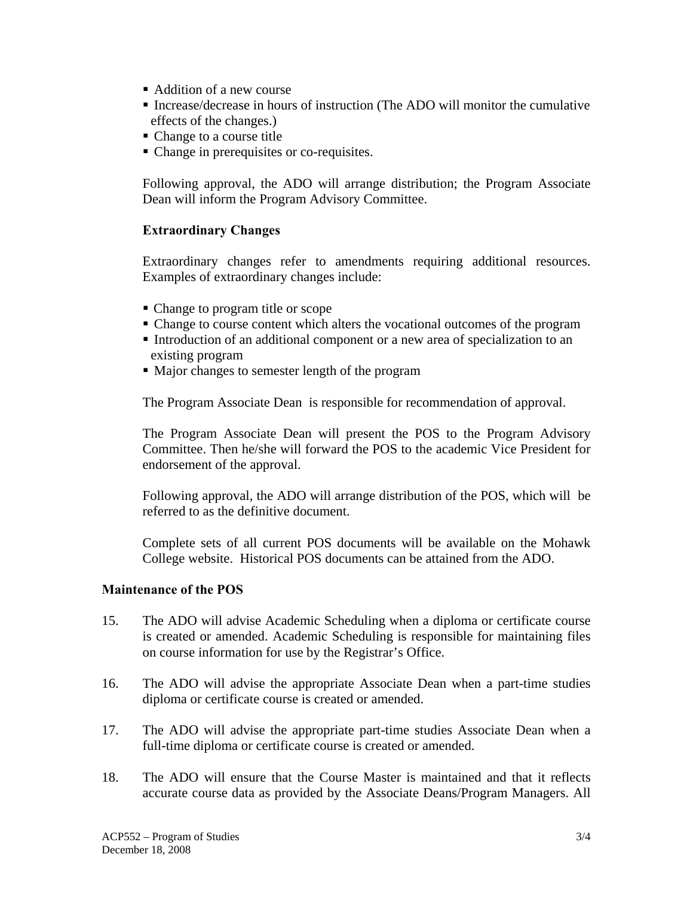- Addition of a new course
- Increase/decrease in hours of instruction (The ADO will monitor the cumulative effects of the changes.)
- Change to a course title
- Change in prerequisites or co-requisites.

Following approval, the ADO will arrange distribution; the Program Associate Dean will inform the Program Advisory Committee.

**Extraordinary Changes**

Extraordinary changes refer to amendments requiring additional resources. Examples of extraordinary changes include:

- Change to program title or scope
- Change to course content which alters the vocational outcomes of the program
- Introduction of an additional component or a new area of specialization to an existing program
- Major changes to semester length of the program

The Program Associate Dean is responsible for recommendation of approval.

The Program Associate Dean will present the POS to the Program Advisory Committee. Then he/she will forward the POS to the academic Vice President for endorsement of the approval.

Following approval, the ADO will arrange distribution of the POS, which will be referred to as the definitive document.

Complete sets of all current POS documents will be available on the Mohawk College website. Historical POS documents can be attained from the ADO.

**Maintenance of the POS**

15. The ADO will advise Academic Scheduling when a diploma or certificate course is created or amended. Academic Scheduling is responsible for maintaining files on course information for use by the Registrar's Office.

16. The ADO will advise the appropriate Associate Dean when a part-time studies diploma or certificate course is created or amended.

17. The ADO will advise the appropriate part-time studies Associate Dean when a full-time diploma or certificate course is created or amended.

18. The ADO will ensure that the Course Master is maintained and that it reflects accurate course data as provided by the Associate Deans/Program Managers. All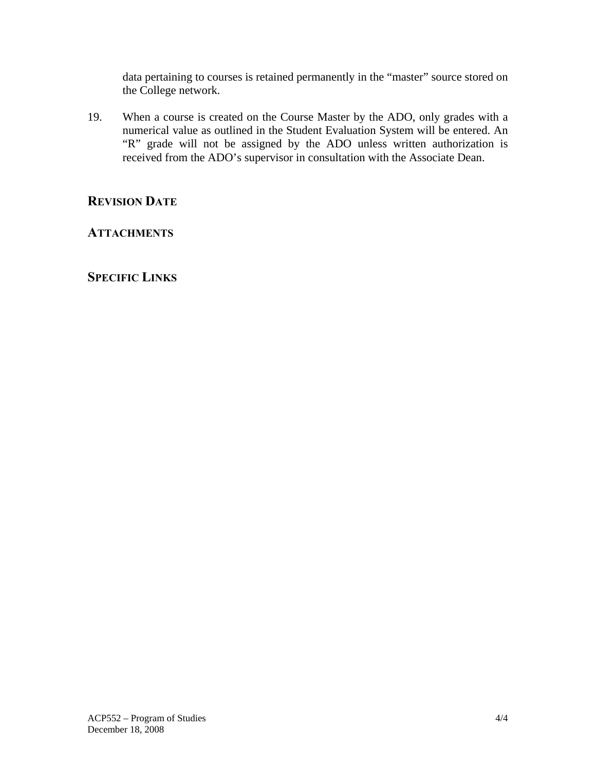data pertaining to courses is retained permanently in the "master" source stored on the College network.

19. When a course is created on the Course Master by the ADO, only grades with a numerical value as outlined in the Student Evaluation System will be entered. An "R" grade will not be assigned by the ADO unless written authorization is received from the ADO's supervisor in consultation with the Associate Dean.

## REVISION DATE

## ATTACHMENTS

## SPECIFIC LINKS